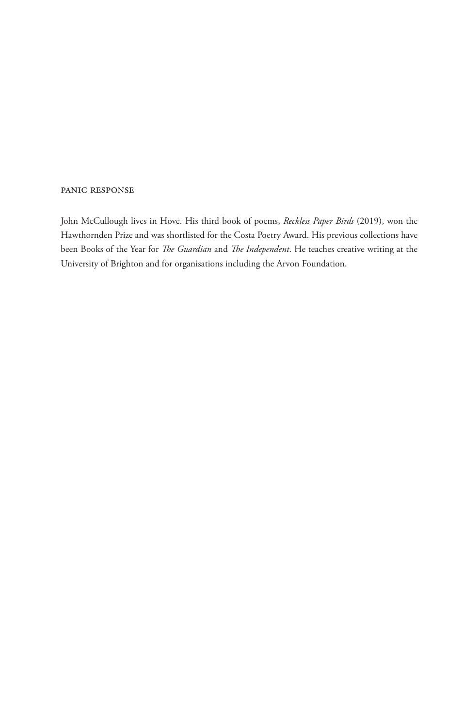PANIC RESPONSE

John McCullough lives in Hove. His third book of poems, *Reckless Paper Birds* (2019), won the Hawthornden Prize and was shortlisted for the Costa Poetry Award. His previous collections have been Books of the Year for *The Guardian* and *The Independent*. He teaches creative writing at the University of Brighton and for organisations including the Arvon Foundation.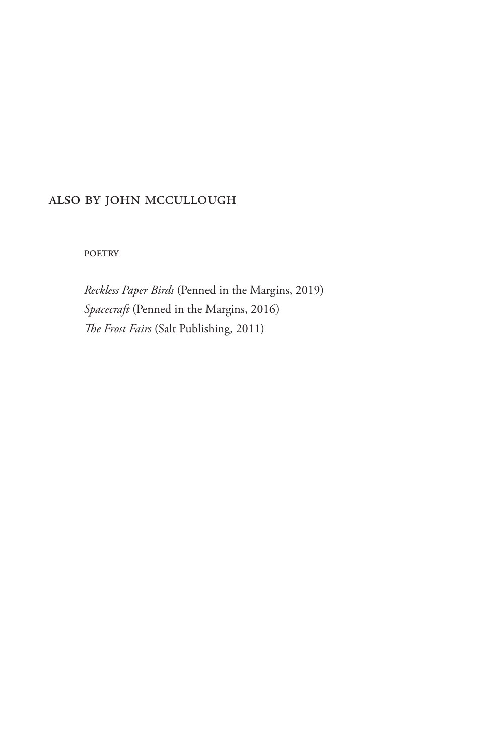## ALSO BY JOHN MCCULLOUGH

POETRY

*Reckless Paper Birds* (Penned in the Margins, 2019)
*Spacecraft* (Penned in the Margins, 2016)
*The Frost Fairs* (Salt Publishing, 2011)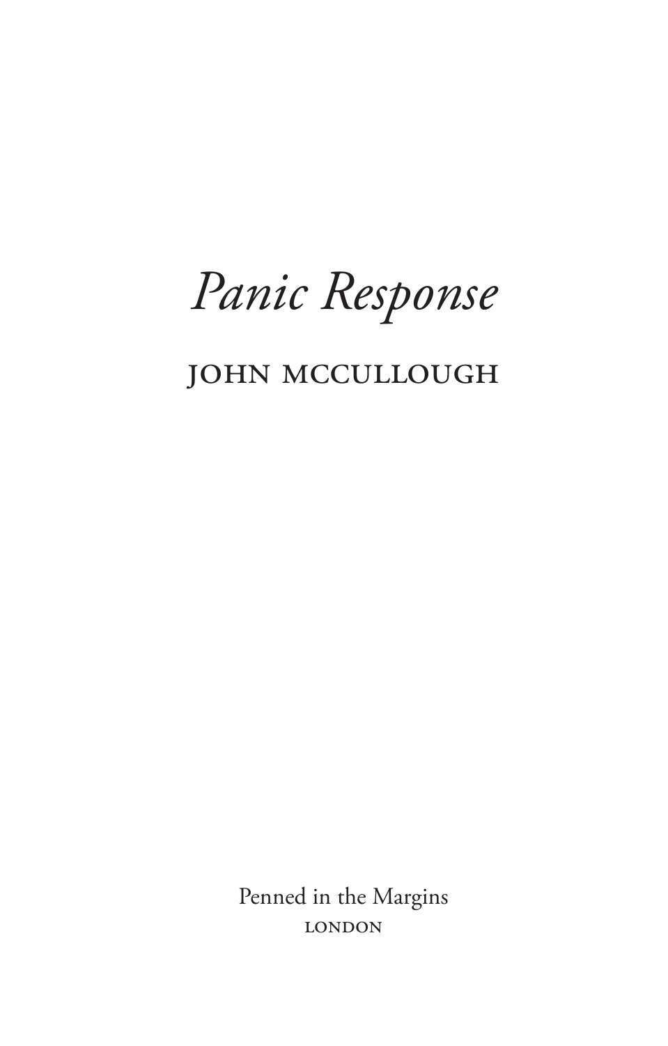# *Panic Response*

## JOHN MCCULLOUGH

Penned in the Margins
LONDON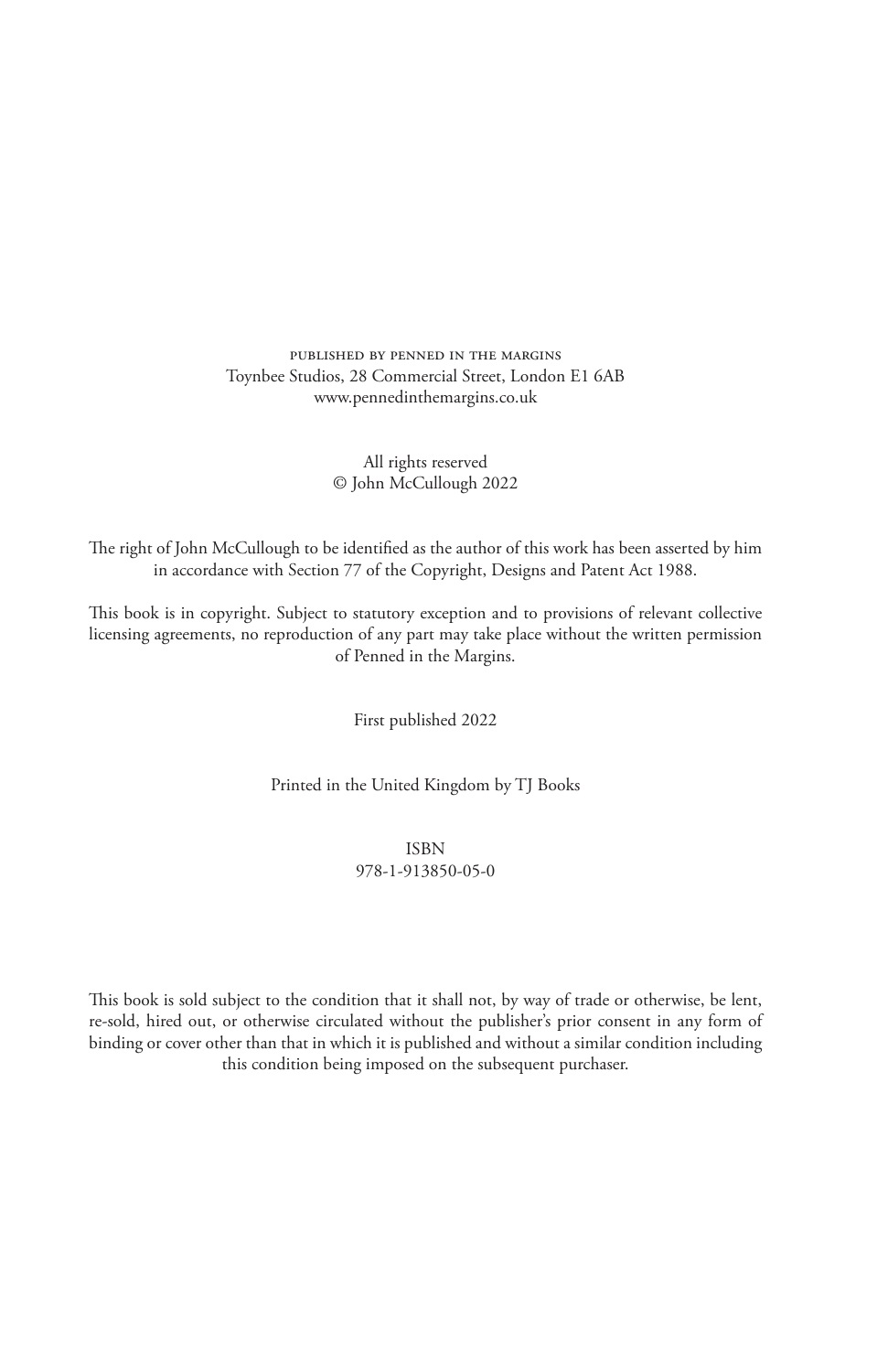PUBLISHED BY PENNED IN THE MARGINS
Toynbee Studios, 28 Commercial Street, London E1 6AB
www.pennedinthemargins.co.uk

All rights reserved
© John McCullough 2022

The right of John McCullough to be identified as the author of this work has been asserted by him in accordance with Section 77 of the Copyright, Designs and Patent Act 1988.

This book is in copyright. Subject to statutory exception and to provisions of relevant collective licensing agreements, no reproduction of any part may take place without the written permission of Penned in the Margins.

First published 2022

Printed in the United Kingdom by TJ Books

ISBN
978-1-913850-05-0

This book is sold subject to the condition that it shall not, by way of trade or otherwise, be lent, re-sold, hired out, or otherwise circulated without the publisher's prior consent in any form of binding or cover other than that in which it is published and without a similar condition including this condition being imposed on the subsequent purchaser.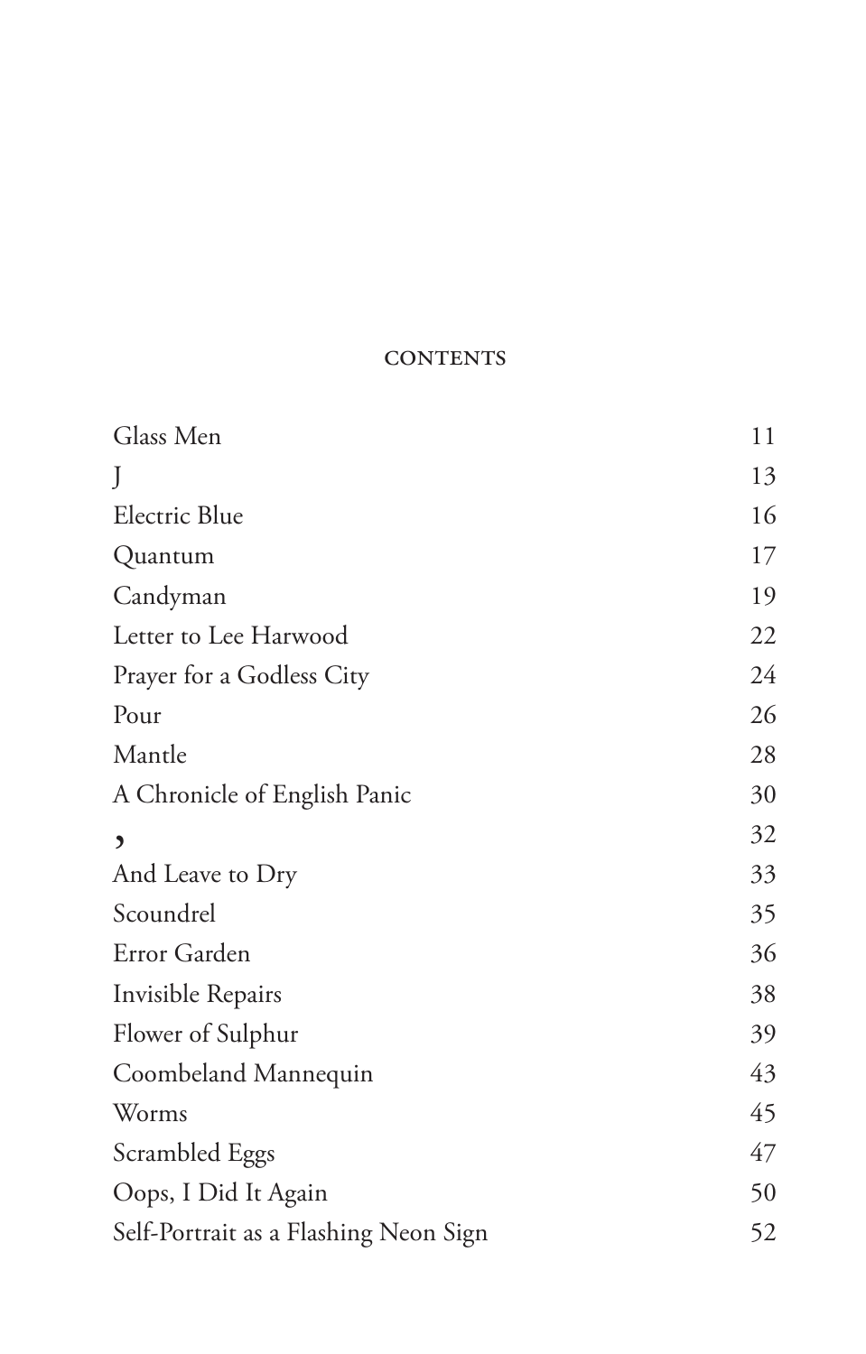# CONTENTS

| | |
|---|---|
| Glass Men | 11 |
| J | 13 |
| Electric Blue | 16 |
| Quantum | 17 |
| Candyman | 19 |
| Letter to Lee Harwood | 22 |
| Prayer for a Godless City | 24 |
| Pour | 26 |
| Mantle | 28 |
| A Chronicle of English Panic | 30 |
| , | 32 |
| And Leave to Dry | 33 |
| Scoundrel | 35 |
| Error Garden | 36 |
| Invisible Repairs | 38 |
| Flower of Sulphur | 39 |
| Coombeland Mannequin | 43 |
| Worms | 45 |
| Scrambled Eggs | 47 |
| Oops, I Did It Again | 50 |
| Self-Portrait as a Flashing Neon Sign | 52 |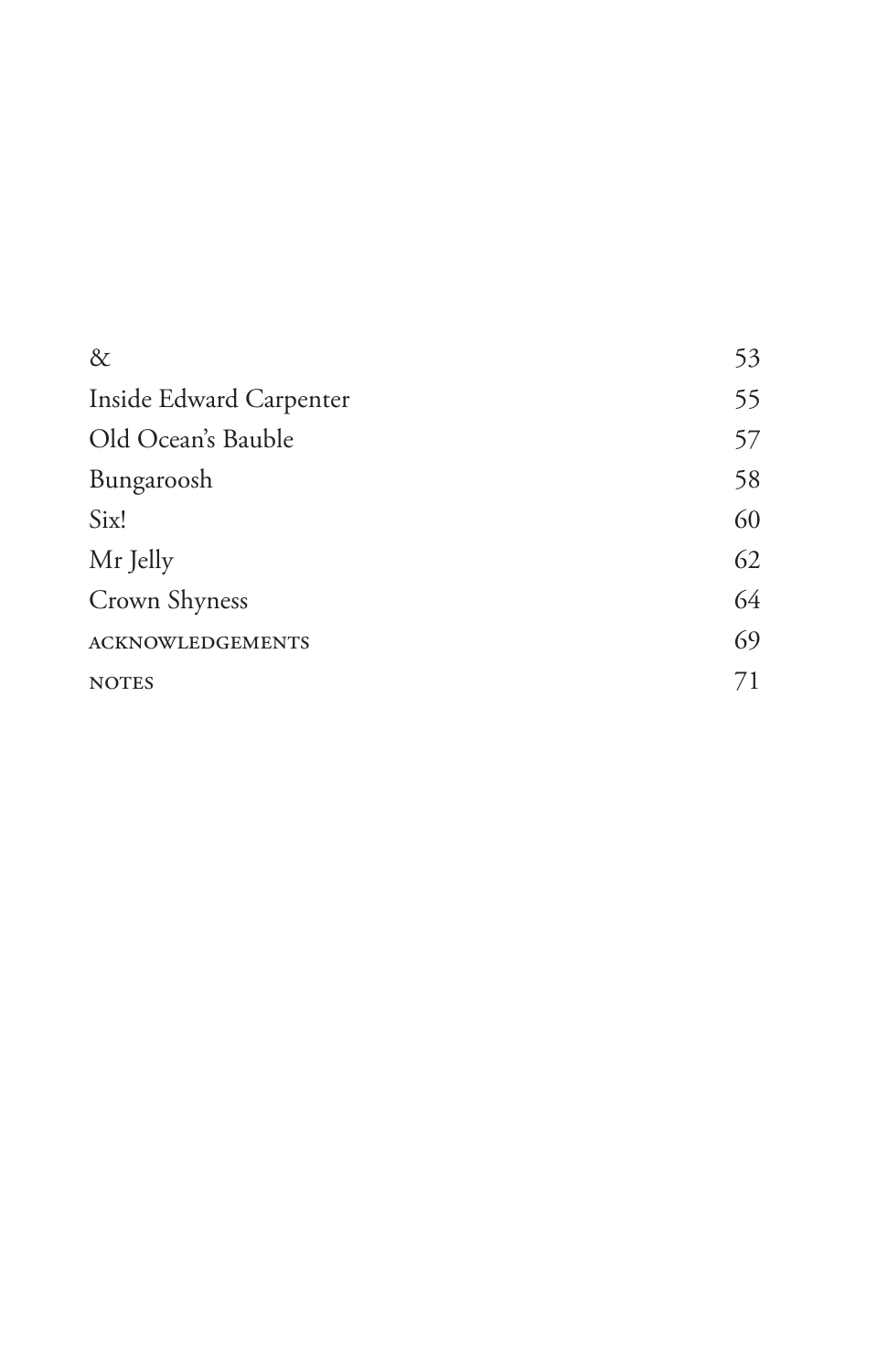| | |
|---|---|
| & | 53 |
| Inside Edward Carpenter | 55 |
| Old Ocean's Bauble | 57 |
| Bungaroosh | 58 |
| Six! | 60 |
| Mr Jelly | 62 |
| Crown Shyness | 64 |
| ACKNOWLEDGEMENTS | 69 |
| NOTES | 71 |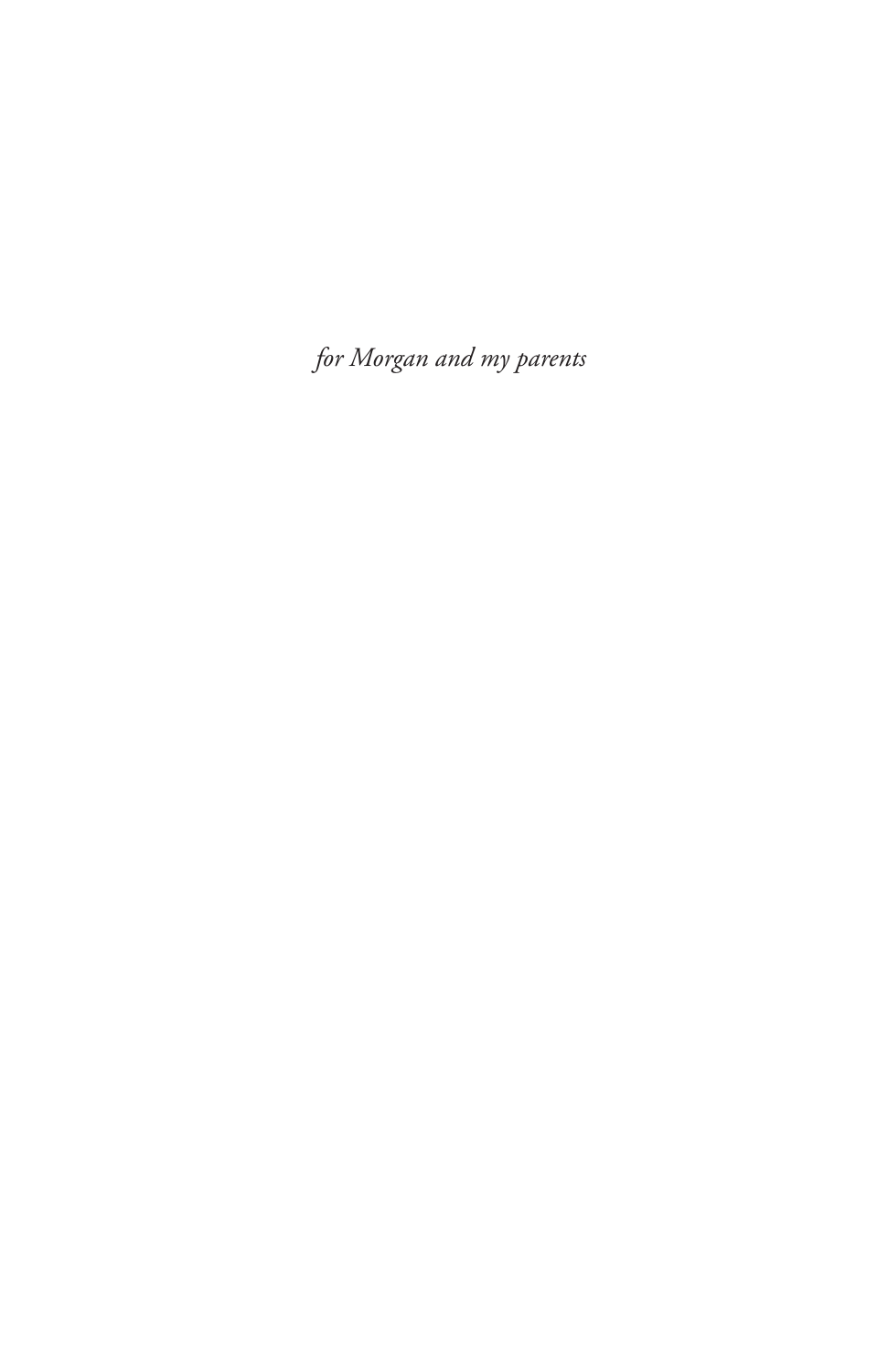*for Morgan and my parents*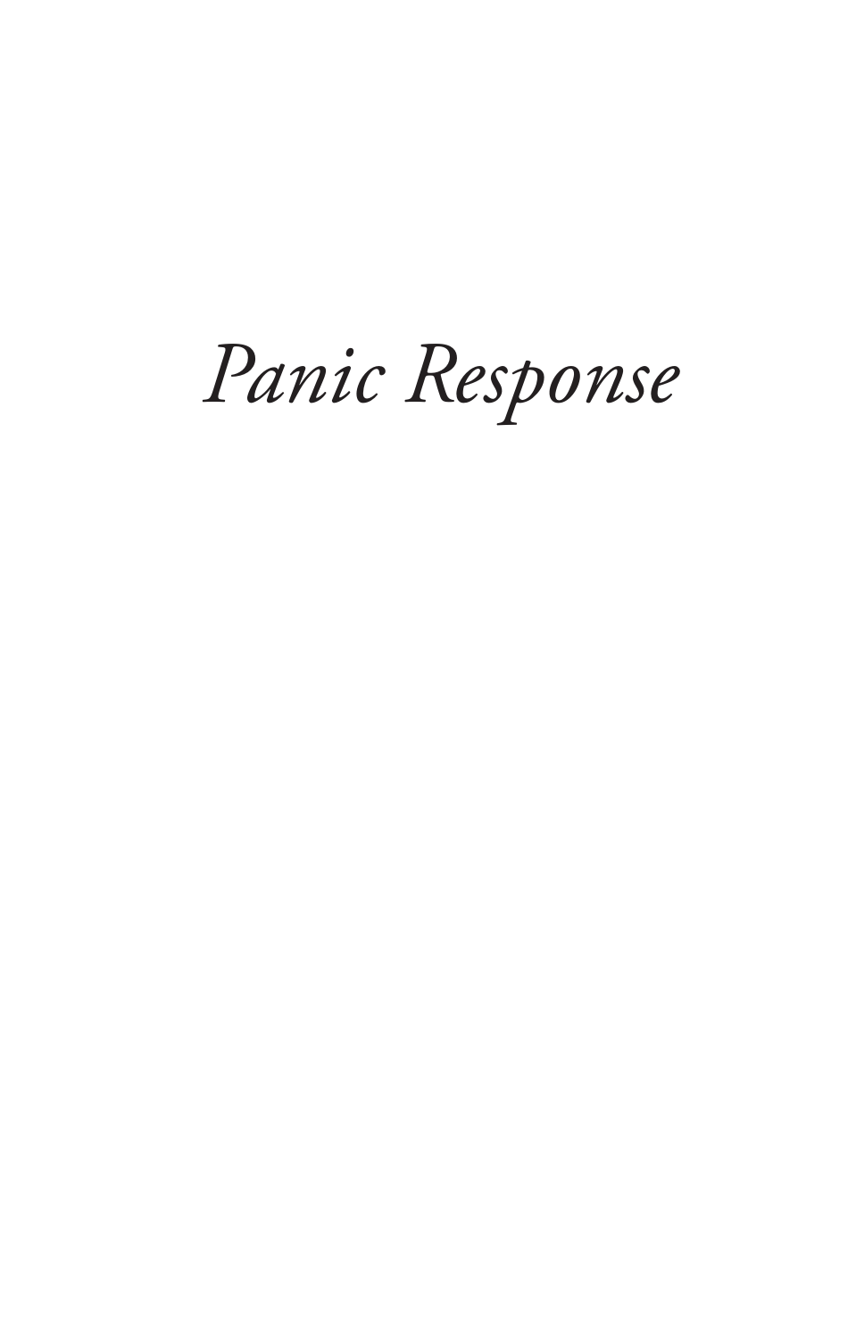# *Panic Response*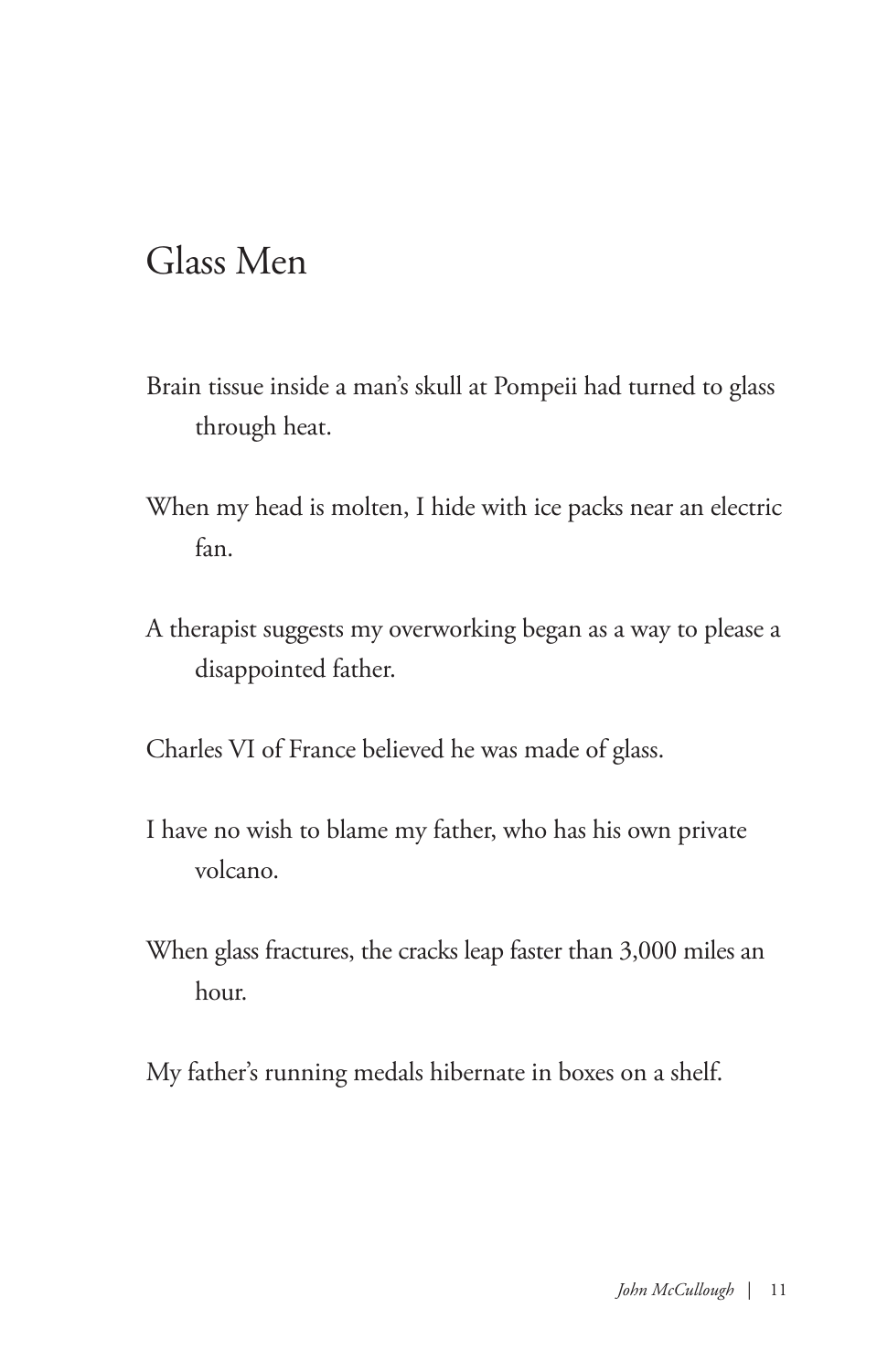# Glass Men

Brain tissue inside a man's skull at Pompeii had turned to glass through heat.

When my head is molten, I hide with ice packs near an electric fan.

A therapist suggests my overworking began as a way to please a disappointed father.

Charles VI of France believed he was made of glass.

I have no wish to blame my father, who has his own private volcano.

When glass fractures, the cracks leap faster than 3,000 miles an hour.

My father's running medals hibernate in boxes on a shelf.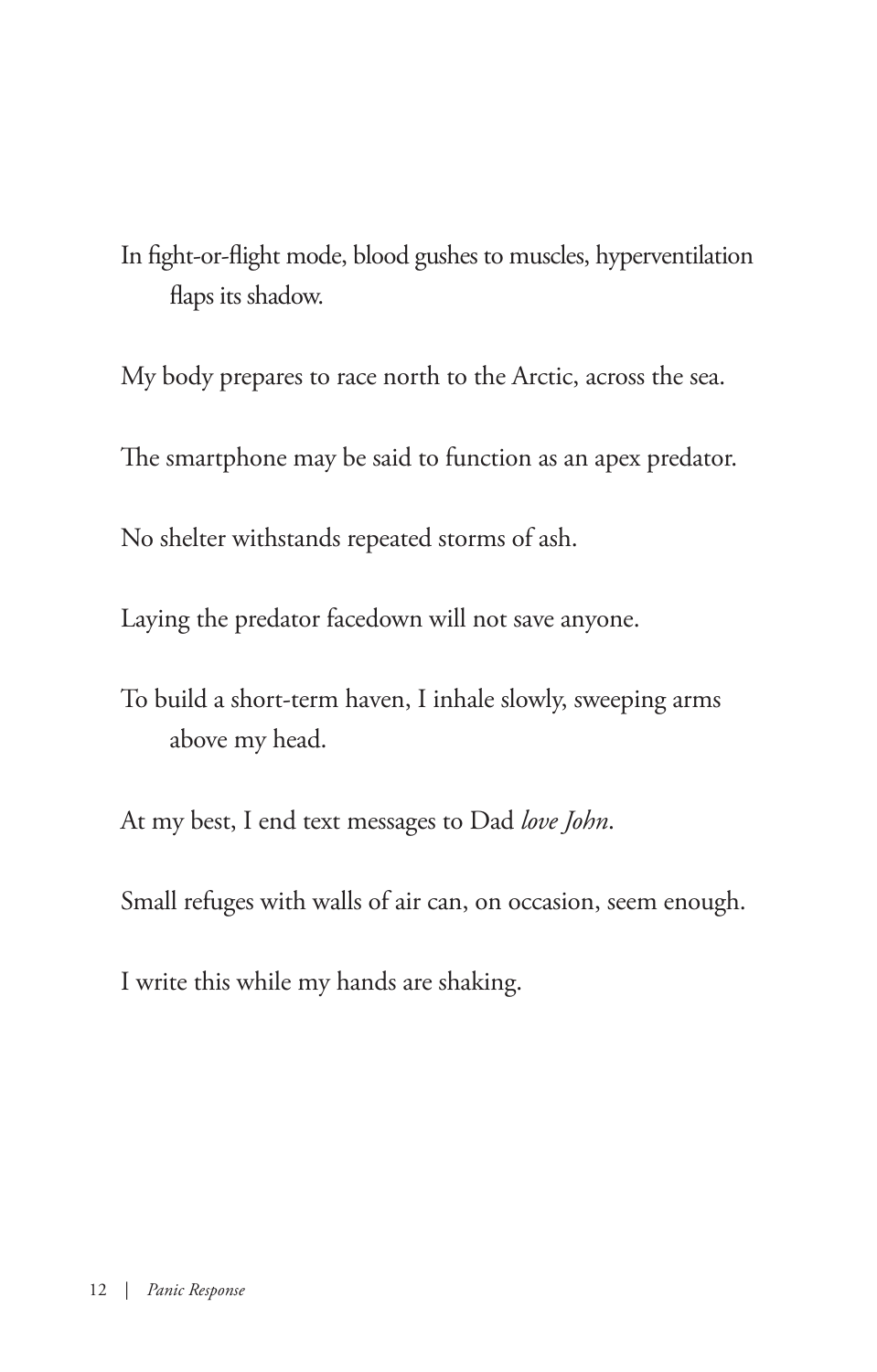In fight-or-flight mode, blood gushes to muscles, hyperventilation flaps its shadow.

My body prepares to race north to the Arctic, across the sea.

The smartphone may be said to function as an apex predator.

No shelter withstands repeated storms of ash.

Laying the predator facedown will not save anyone.

To build a short-term haven, I inhale slowly, sweeping arms above my head.

At my best, I end text messages to Dad *love John*.

Small refuges with walls of air can, on occasion, seem enough.

I write this while my hands are shaking.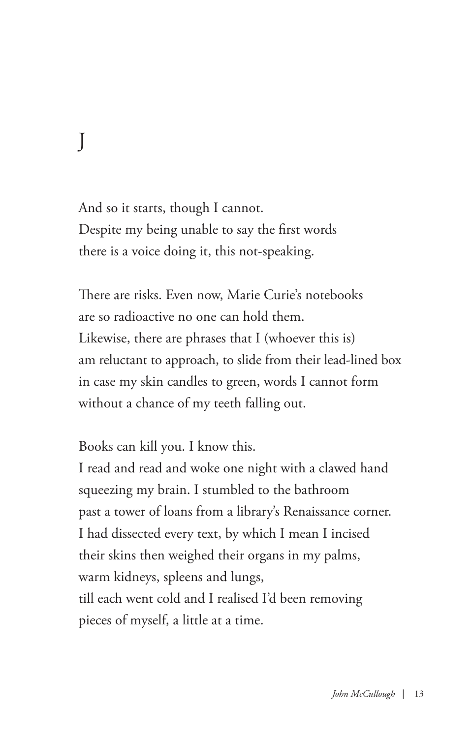# J

And so it starts, though I cannot.
Despite my being unable to say the first words
there is a voice doing it, this not-speaking.

There are risks. Even now, Marie Curie's notebooks
are so radioactive no one can hold them.
Likewise, there are phrases that I (whoever this is)
am reluctant to approach, to slide from their lead-lined box
in case my skin candles to green, words I cannot form
without a chance of my teeth falling out.

Books can kill you. I know this.
I read and read and woke one night with a clawed hand
squeezing my brain. I stumbled to the bathroom
past a tower of loans from a library's Renaissance corner.
I had dissected every text, by which I mean I incised
their skins then weighed their organs in my palms,
warm kidneys, spleens and lungs,
till each went cold and I realised I'd been removing
pieces of myself, a little at a time.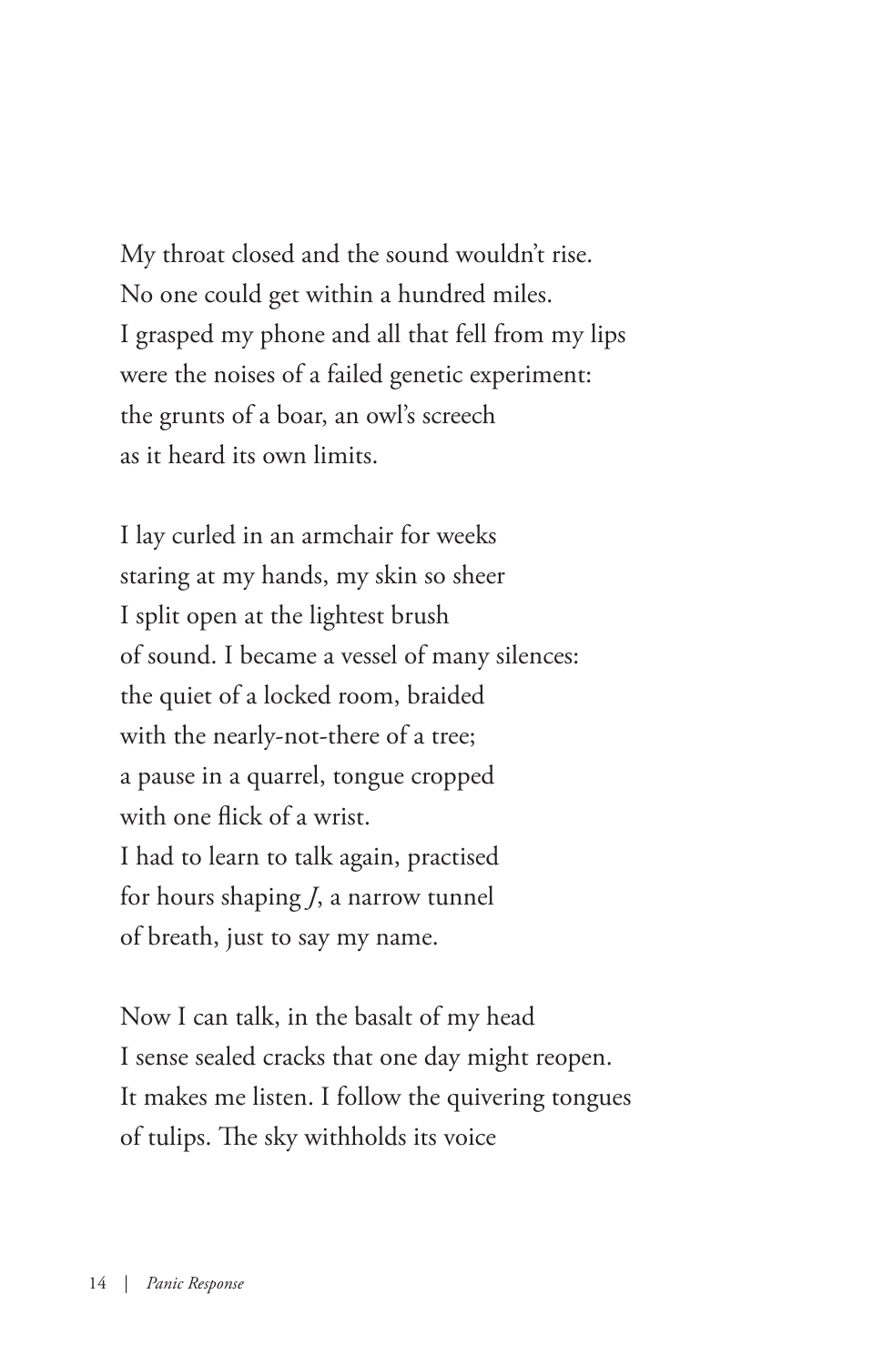My throat closed and the sound wouldn't rise.  
No one could get within a hundred miles.  
I grasped my phone and all that fell from my lips  
were the noises of a failed genetic experiment:  
the grunts of a boar, an owl's screech  
as it heard its own limits.

I lay curled in an armchair for weeks  
staring at my hands, my skin so sheer  
I split open at the lightest brush  
of sound. I became a vessel of many silences:  
the quiet of a locked room, braided  
with the nearly-not-there of a tree;  
a pause in a quarrel, tongue cropped  
with one flick of a wrist.  
I had to learn to talk again, practised  
for hours shaping *J*, a narrow tunnel  
of breath, just to say my name.

Now I can talk, in the basalt of my head  
I sense sealed cracks that one day might reopen.  
It makes me listen. I follow the quivering tongues  
of tulips. The sky withholds its voice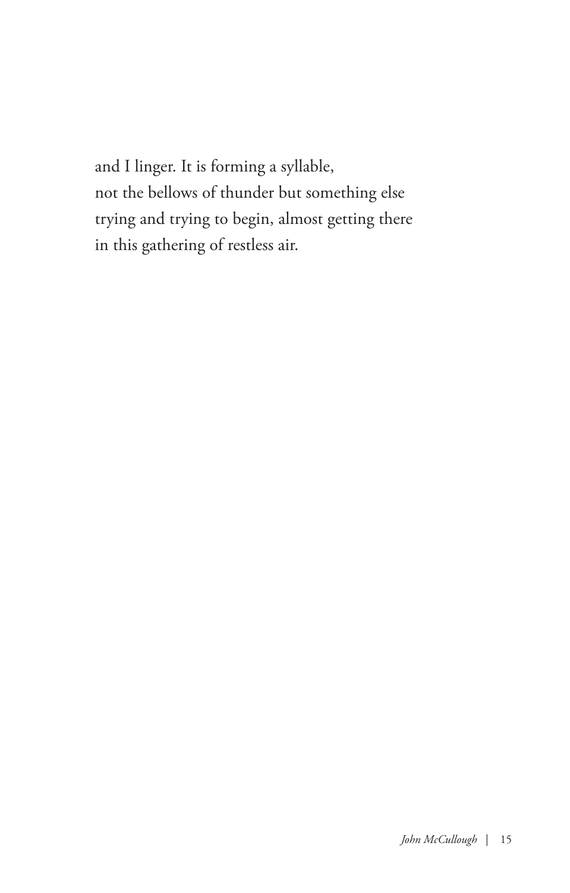and I linger. It is forming a syllable,  
not the bellows of thunder but something else  
trying and trying to begin, almost getting there  
in this gathering of restless air.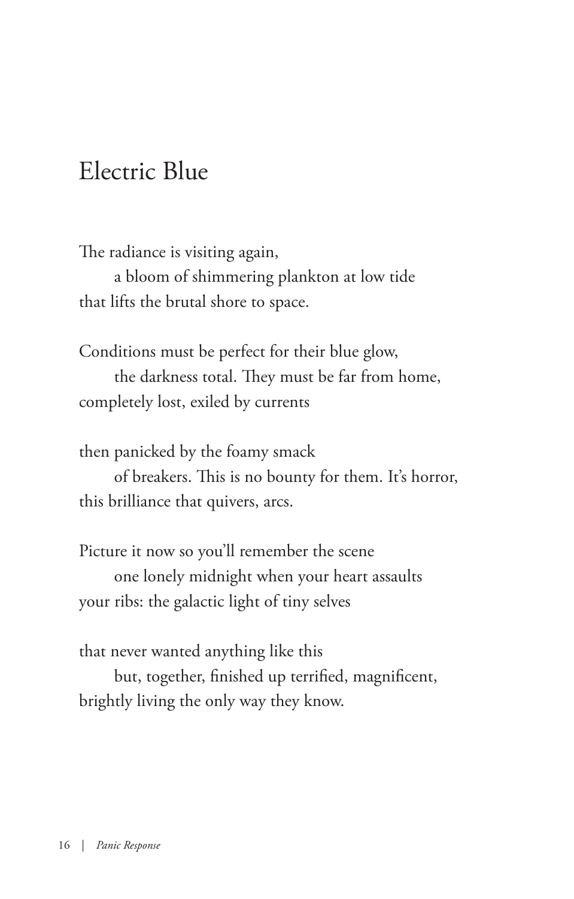# Electric Blue

The radiance is visiting again,
&nbsp;&nbsp;&nbsp;&nbsp;&nbsp;&nbsp;&nbsp;&nbsp;a bloom of shimmering plankton at low tide
that lifts the brutal shore to space.

Conditions must be perfect for their blue glow,
&nbsp;&nbsp;&nbsp;&nbsp;&nbsp;&nbsp;&nbsp;&nbsp;the darkness total. They must be far from home,
completely lost, exiled by currents

then panicked by the foamy smack
&nbsp;&nbsp;&nbsp;&nbsp;&nbsp;&nbsp;&nbsp;&nbsp;of breakers. This is no bounty for them. It's horror,
this brilliance that quivers, arcs.

Picture it now so you'll remember the scene
&nbsp;&nbsp;&nbsp;&nbsp;&nbsp;&nbsp;&nbsp;&nbsp;one lonely midnight when your heart assaults
your ribs: the galactic light of tiny selves

that never wanted anything like this
&nbsp;&nbsp;&nbsp;&nbsp;&nbsp;&nbsp;&nbsp;&nbsp;but, together, finished up terrified, magnificent,
brightly living the only way they know.